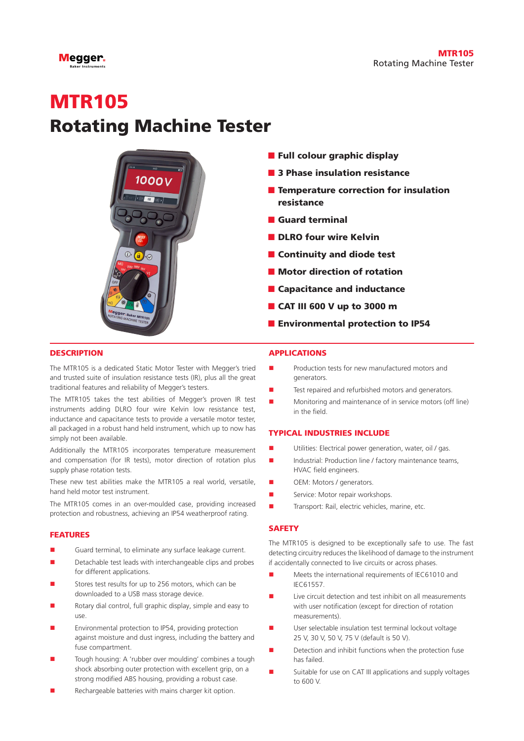# MTR105
## Rotating Machine Tester

- **Full colour graphic display**
- **3 Phase insulation resistance**
- **Temperature correction for insulation resistance**
- **Guard terminal**
- **DLRO four wire Kelvin**
- **Continuity and diode test**
- **Motor direction of rotation**
- **Capacitance and inductance**
- **CAT III 600 V up to 3000 m**
- **Environmental protection to IP54**

### DESCRIPTION

The MTR105 is a dedicated Static Motor Tester with Megger's tried and trusted suite of insulation resistance tests (IR), plus all the great traditional features and reliability of Megger's testers.

The MTR105 takes the test abilities of Megger's proven IR test instruments adding DLRO four wire Kelvin low resistance test, inductance and capacitance tests to provide a versatile motor tester, all packaged in a robust hand held instrument, which up to now has simply not been available.

Additionally the MTR105 incorporates temperature measurement and compensation (for IR tests), motor direction of rotation plus supply phase rotation tests.

These new test abilities make the MTR105 a real world, versatile, hand held motor test instrument.

The MTR105 comes in an over-moulded case, providing increased protection and robustness, achieving an IP54 weatherproof rating.

### FEATURES

- Guard terminal, to eliminate any surface leakage current.
- Detachable test leads with interchangeable clips and probes for different applications.
- Stores test results for up to 256 motors, which can be downloaded to a USB mass storage device.
- Rotary dial control, full graphic display, simple and easy to use.
- Environmental protection to IP54, providing protection against moisture and dust ingress, including the battery and fuse compartment.
- Tough housing: A 'rubber over moulding' combines a tough shock absorbing outer protection with excellent grip, on a strong modified ABS housing, providing a robust case.
- Rechargeable batteries with mains charger kit option.

### APPLICATIONS

- Production tests for new manufactured motors and generators.
- Test repaired and refurbished motors and generators.
- Monitoring and maintenance of in service motors (off line) in the field.

### TYPICAL INDUSTRIES INCLUDE

- Utilities: Electrical power generation, water, oil / gas.
- Industrial: Production line / factory maintenance teams, HVAC field engineers.
- OEM: Motors / generators.
- Service: Motor repair workshops.
- Transport: Rail, electric vehicles, marine, etc.

### SAFETY

The MTR105 is designed to be exceptionally safe to use. The fast detecting circuitry reduces the likelihood of damage to the instrument if accidentally connected to live circuits or across phases.

- Meets the international requirements of IEC61010 and IEC61557.
- Live circuit detection and test inhibit on all measurements with user notification (except for direction of rotation measurements).
- User selectable insulation test terminal lockout voltage 25 V, 30 V, 50 V, 75 V (default is 50 V).
- Detection and inhibit functions when the protection fuse has failed.
- Suitable for use on CAT III applications and supply voltages to 600 V.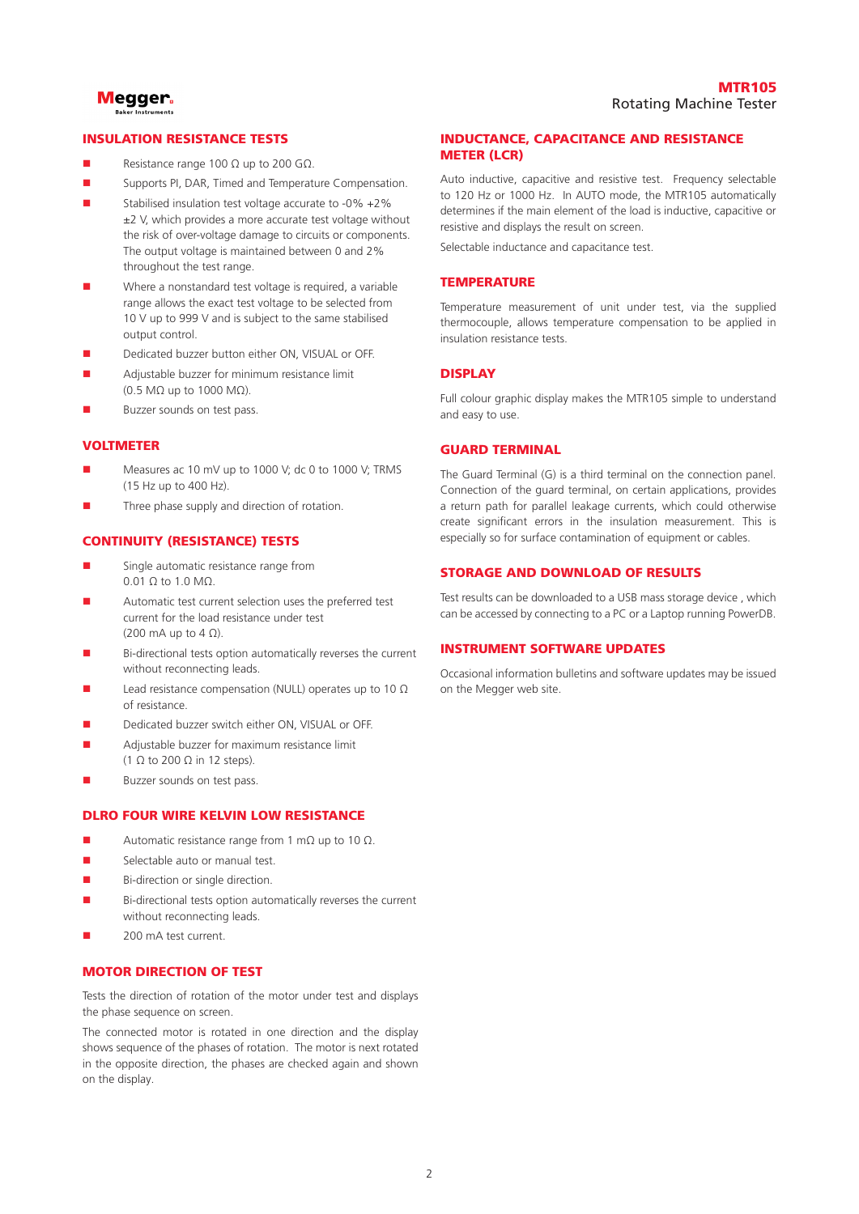## INSULATION RESISTANCE TESTS

- Resistance range 100 Ω up to 200 GΩ.
- Supports PI, DAR, Timed and Temperature Compensation.
- Stabilised insulation test voltage accurate to -0% +2% ±2 V, which provides a more accurate test voltage without the risk of over-voltage damage to circuits or components. The output voltage is maintained between 0 and 2% throughout the test range.
- Where a nonstandard test voltage is required, a variable range allows the exact test voltage to be selected from 10 V up to 999 V and is subject to the same stabilised output control.
- Dedicated buzzer button either ON, VISUAL or OFF.
- Adjustable buzzer for minimum resistance limit (0.5 MΩ up to 1000 MΩ).
- Buzzer sounds on test pass.

## VOLTMETER

- Measures ac 10 mV up to 1000 V; dc 0 to 1000 V; TRMS (15 Hz up to 400 Hz).
- Three phase supply and direction of rotation.

## CONTINUITY (RESISTANCE) TESTS

- Single automatic resistance range from 0.01 Ω to 1.0 MΩ.
- Automatic test current selection uses the preferred test current for the load resistance under test (200 mA up to 4 Ω).
- Bi-directional tests option automatically reverses the current without reconnecting leads.
- Lead resistance compensation (NULL) operates up to 10 Ω of resistance.
- Dedicated buzzer switch either ON, VISUAL or OFF.
- Adjustable buzzer for maximum resistance limit (1 Ω to 200 Ω in 12 steps).
- Buzzer sounds on test pass.

## DLRO FOUR WIRE KELVIN LOW RESISTANCE

- Automatic resistance range from 1 mΩ up to 10 Ω.
- Selectable auto or manual test.
- Bi-direction or single direction.
- Bi-directional tests option automatically reverses the current without reconnecting leads.
- 200 mA test current.

## MOTOR DIRECTION OF TEST

Tests the direction of rotation of the motor under test and displays the phase sequence on screen.

The connected motor is rotated in one direction and the display shows sequence of the phases of rotation. The motor is next rotated in the opposite direction, the phases are checked again and shown on the display.

## INDUCTANCE, CAPACITANCE AND RESISTANCE METER (LCR)

Auto inductive, capacitive and resistive test. Frequency selectable to 120 Hz or 1000 Hz. In AUTO mode, the MTR105 automatically determines if the main element of the load is inductive, capacitive or resistive and displays the result on screen.

Selectable inductance and capacitance test.

## TEMPERATURE

Temperature measurement of unit under test, via the supplied thermocouple, allows temperature compensation to be applied in insulation resistance tests.

## DISPLAY

Full colour graphic display makes the MTR105 simple to understand and easy to use.

## GUARD TERMINAL

The Guard Terminal (G) is a third terminal on the connection panel. Connection of the guard terminal, on certain applications, provides a return path for parallel leakage currents, which could otherwise create significant errors in the insulation measurement. This is especially so for surface contamination of equipment or cables.

## STORAGE AND DOWNLOAD OF RESULTS

Test results can be downloaded to a USB mass storage device , which can be accessed by connecting to a PC or a Laptop running PowerDB.

## INSTRUMENT SOFTWARE UPDATES

Occasional information bulletins and software updates may be issued on the Megger web site.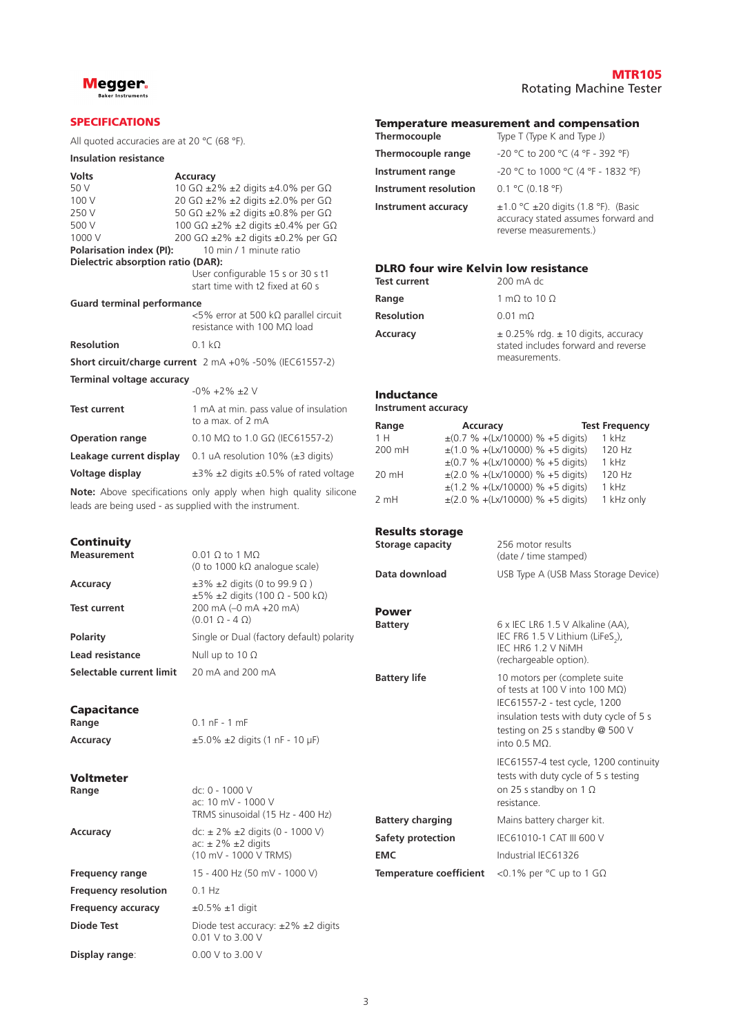## SPECIFICATIONS

All quoted accuracies are at 20 °C (68 °F).

### Insulation resistance

| Volts | Accuracy |
|---|---|
| 50 V | 10 GΩ ±2% ±2 digits ±4.0% per GΩ |
| 100 V | 20 GΩ ±2% ±2 digits ±2.0% per GΩ |
| 250 V | 50 GΩ ±2% ±2 digits ±0.8% per GΩ |
| 500 V | 100 GΩ ±2% ±2 digits ±0.4% per GΩ |
| 1000 V | 200 GΩ ±2% ±2 digits ±0.2% per GΩ |

**Polarisation index (PI):** 10 min / 1 minute ratio

**Dielectric absorption ratio (DAR):** User configurable 15 s or 30 s t1 start time with t2 fixed at 60 s

| | |
|---|---|
| **Guard terminal performance** | <5% error at 500 kΩ parallel circuit resistance with 100 MΩ load |
| **Resolution** | 0.1 kΩ |
| **Short circuit/charge current** | 2 mA +0% -50% (IEC61557-2) |
| **Terminal voltage accuracy** | -0% +2% ±2 V |
| **Test current** | 1 mA at min. pass value of insulation to a max. of 2 mA |
| **Operation range** | 0.10 MΩ to 1.0 GΩ (IEC61557-2) |
| **Leakage current display** | 0.1 uA resolution 10% (±3 digits) |
| **Voltage display** | ±3% ±2 digits ±0.5% of rated voltage |

**Note:** Above specifications only apply when high quality silicone leads are being used - as supplied with the instrument.

### Continuity

| | |
|---|---|
| **Measurement** | 0.01 Ω to 1 MΩ (0 to 1000 kΩ analogue scale) |
| **Accuracy** | ±3% ±2 digits (0 to 99.9 Ω ) ±5% ±2 digits (100 Ω - 500 kΩ) |
| **Test current** | 200 mA (–0 mA +20 mA) (0.01 Ω - 4 Ω) |
| **Polarity** | Single or Dual (factory default) polarity |
| **Lead resistance** | Null up to 10 Ω |
| **Selectable current limit** | 20 mA and 200 mA |

### Capacitance

| | |
|---|---|
| **Range** | 0.1 nF - 1 mF |
| **Accuracy** | ±5.0% ±2 digits (1 nF - 10 μF) |

### Voltmeter

| | |
|---|---|
| **Range** | dc: 0 - 1000 V<br>ac: 10 mV - 1000 V<br>TRMS sinusoidal (15 Hz - 400 Hz) |
| **Accuracy** | dc: ± 2% ±2 digits (0 - 1000 V)<br>ac: ± 2% ±2 digits<br>(10 mV - 1000 V TRMS) |
| **Frequency range** | 15 - 400 Hz (50 mV - 1000 V) |
| **Frequency resolution** | 0.1 Hz |
| **Frequency accuracy** | ±0.5% ±1 digit |
| **Diode Test** | Diode test accuracy: ±2% ±2 digits 0.01 V to 3.00 V |
| **Display range** | 0.00 V to 3.00 V |

### Temperature measurement and compensation

| | |
|---|---|
| **Thermocouple** | Type T (Type K and Type J) |
| **Thermocouple range** | -20 °C to 200 °C (4 °F - 392 °F) |
| **Instrument range** | -20 °C to 1000 °C (4 °F - 1832 °F) |
| **Instrument resolution** | 0.1 °C (0.18 °F) |
| **Instrument accuracy** | ±1.0 °C ±20 digits (1.8 °F). (Basic accuracy stated assumes forward and reverse measurements.) |

### DLRO four wire Kelvin low resistance

| | |
|---|---|
| **Test current** | 200 mA dc |
| **Range** | 1 mΩ to 10 Ω |
| **Resolution** | 0.01 mΩ |
| **Accuracy** | ± 0.25% rdg. ± 10 digits, accuracy stated includes forward and reverse measurements. |

### Inductance

**Instrument accuracy**

| Range | Accuracy | Test Frequency |
|---|---|---|
| 1 H | ±(0.7 % +(Lx/10000) % +5 digits) | 1 kHz |
| 200 mH | ±(1.0 % +(Lx/10000) % +5 digits) | 120 Hz |
| | ±(0.7 % +(Lx/10000) % +5 digits) | 1 kHz |
| 20 mH | ±(2.0 % +(Lx/10000) % +5 digits) | 120 Hz |
| | ±(1.2 % +(Lx/10000) % +5 digits) | 1 kHz |
| 2 mH | ±(2.0 % +(Lx/10000) % +5 digits) | 1 kHz only |

### Results storage

| | |
|---|---|
| **Storage capacity** | 256 motor results (date / time stamped) |
| **Data download** | USB Type A (USB Mass Storage Device) |

### Power

| | |
|---|---|
| **Battery** | 6 x IEC LR6 1.5 V Alkaline (AA), IEC FR6 1.5 V Lithium (LiFeS$_2$), IEC HR6 1.2 V NiMH (rechargeable option). |
| **Battery life** | 10 motors per (complete suite of tests at 100 V into 100 MΩ) IEC61557-2 - test cycle, 1200 insulation tests with duty cycle of 5 s testing on 25 s standby @ 500 V into 0.5 MΩ.<br><br>IEC61557-4 test cycle, 1200 continuity tests with duty cycle of 5 s testing on 25 s standby on 1 Ω resistance. |
| **Battery charging** | Mains battery charger kit. |
| **Safety protection** | IEC61010-1 CAT III 600 V |
| **EMC** | Industrial IEC61326 |
| **Temperature coefficient** | <0.1% per °C up to 1 GΩ |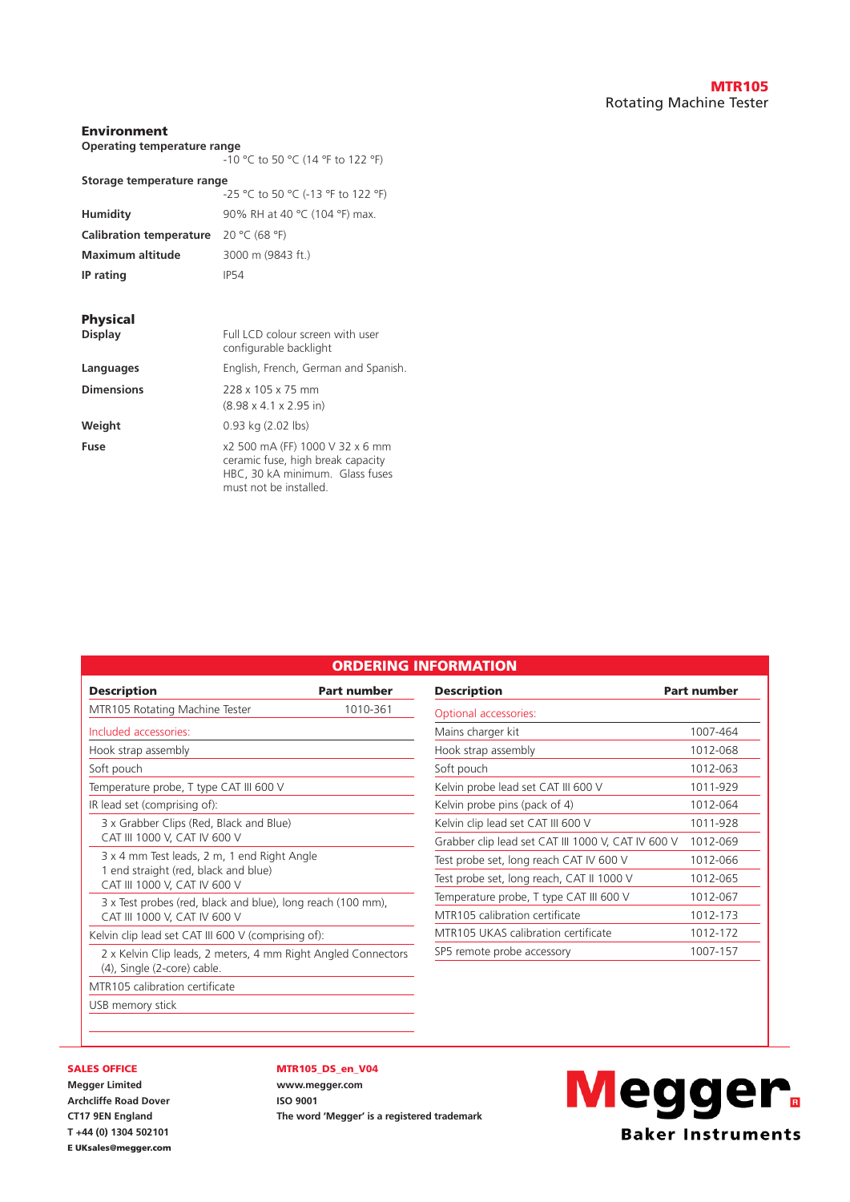## Environment

**Operating temperature range**
-10 °C to 50 °C (14 °F to 122 °F)

**Storage temperature range**
-25 °C to 50 °C (-13 °F to 122 °F)

| | |
|---|---|
| **Humidity** | 90% RH at 40 °C (104 °F) max. |
| **Calibration temperature** | 20 °C (68 °F) |
| **Maximum altitude** | 3000 m (9843 ft.) |
| **IP rating** | IP54 |

## Physical

| | |
|---|---|
| **Display** | Full LCD colour screen with user configurable backlight |
| **Languages** | English, French, German and Spanish. |
| **Dimensions** | 228 x 105 x 75 mm (8.98 x 4.1 x 2.95 in) |
| **Weight** | 0.93 kg (2.02 lbs) |
| **Fuse** | x2 500 mA (FF) 1000 V 32 x 6 mm ceramic fuse, high break capacity HBC, 30 kA minimum. Glass fuses must not be installed. |

## ORDERING INFORMATION

| Description | Part number |
|---|---|
| MTR105 Rotating Machine Tester | 1010-361 |
| Included accessories: | |
| Hook strap assembly | |
| Soft pouch | |
| Temperature probe, T type CAT III 600 V | |
| IR lead set (comprising of): | |
| 3 x Grabber Clips (Red, Black and Blue) CAT III 1000 V, CAT IV 600 V | |
| 3 x 4 mm Test leads, 2 m, 1 end Right Angle 1 end straight (red, black and blue) CAT III 1000 V, CAT IV 600 V | |
| 3 x Test probes (red, black and blue), long reach (100 mm), CAT III 1000 V, CAT IV 600 V | |
| Kelvin clip lead set CAT III 600 V (comprising of): | |
| 2 x Kelvin Clip leads, 2 meters, 4 mm Right Angled Connectors (4), Single (2-core) cable. | |
| MTR105 calibration certificate | |
| USB memory stick | |

| Description | Part number |
|---|---|
| Optional accessories: | |
| Mains charger kit | 1007-464 |
| Hook strap assembly | 1012-068 |
| Soft pouch | 1012-063 |
| Kelvin probe lead set CAT III 600 V | 1011-929 |
| Kelvin probe pins (pack of 4) | 1012-064 |
| Kelvin clip lead set CAT III 600 V | 1011-928 |
| Grabber clip lead set CAT III 1000 V, CAT IV 600 V | 1012-069 |
| Test probe set, long reach CAT IV 600 V | 1012-066 |
| Test probe set, long reach, CAT II 1000 V | 1012-065 |
| Temperature probe, T type CAT III 600 V | 1012-067 |
| MTR105 calibration certificate | 1012-173 |
| MTR105 UKAS calibration certificate | 1012-172 |
| SP5 remote probe accessory | 1007-157 |

**SALES OFFICE**
**Megger Limited**
**Archcliffe Road Dover**
**CT17 9EN England**
**T +44 (0) 1304 502101**
**E UKsales@megger.com**

**MTR105_DS_en_V04**
**www.megger.com**
**ISO 9001**
**The word 'Megger' is a registered trademark**

**Megger. Baker Instruments**